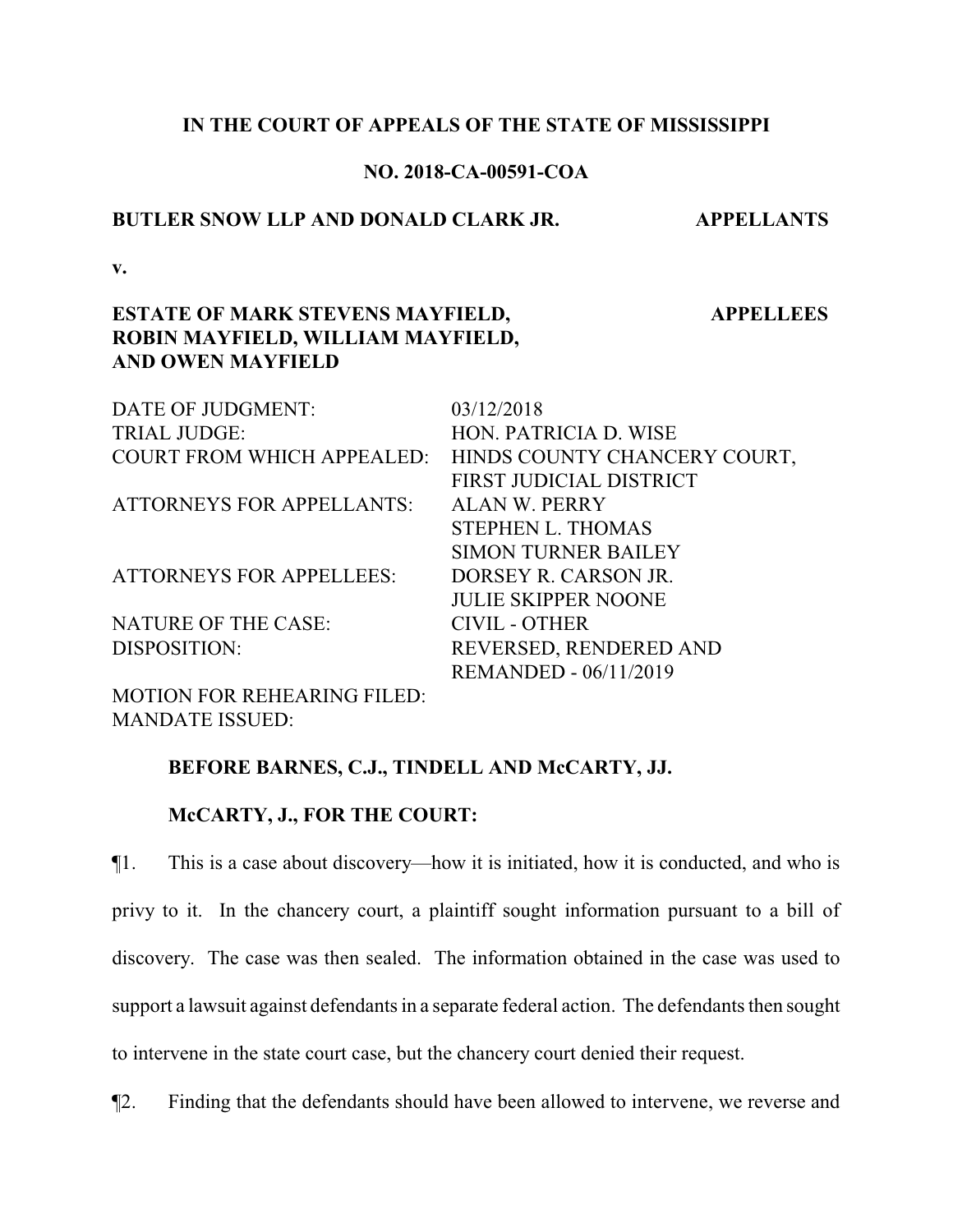**IN THE COURT OF APPEALS OF THE STATE OF MISSISSIPPI**

**NO. 2018-CA-00591-COA**

**BUTLER SNOW LLP AND DONALD CLARK JR.** **APPELLANTS**

**v.**

**ESTATE OF MARK STEVENS MAYFIELD, ROBIN MAYFIELD, WILLIAM MAYFIELD, AND OWEN MAYFIELD** **APPELLEES**

| | |
|---|---|
| DATE OF JUDGMENT: | 03/12/2018 |
| TRIAL JUDGE: | HON. PATRICIA D. WISE |
| COURT FROM WHICH APPEALED: | HINDS COUNTY CHANCERY COURT, FIRST JUDICIAL DISTRICT |
| ATTORNEYS FOR APPELLANTS: | ALAN W. PERRY<br>STEPHEN L. THOMAS<br>SIMON TURNER BAILEY |
| ATTORNEYS FOR APPELLEES: | DORSEY R. CARSON JR.<br>JULIE SKIPPER NOONE |
| NATURE OF THE CASE: | CIVIL - OTHER |
| DISPOSITION: | REVERSED, RENDERED AND REMANDED - 06/11/2019 |
| MOTION FOR REHEARING FILED: | |
| MANDATE ISSUED: | |

**BEFORE BARNES, C.J., TINDELL AND McCARTY, JJ.**

**McCARTY, J., FOR THE COURT:**

¶1. This is a case about discovery—how it is initiated, how it is conducted, and who is privy to it. In the chancery court, a plaintiff sought information pursuant to a bill of discovery. The case was then sealed. The information obtained in the case was used to support a lawsuit against defendants in a separate federal action. The defendants then sought to intervene in the state court case, but the chancery court denied their request.

¶2. Finding that the defendants should have been allowed to intervene, we reverse and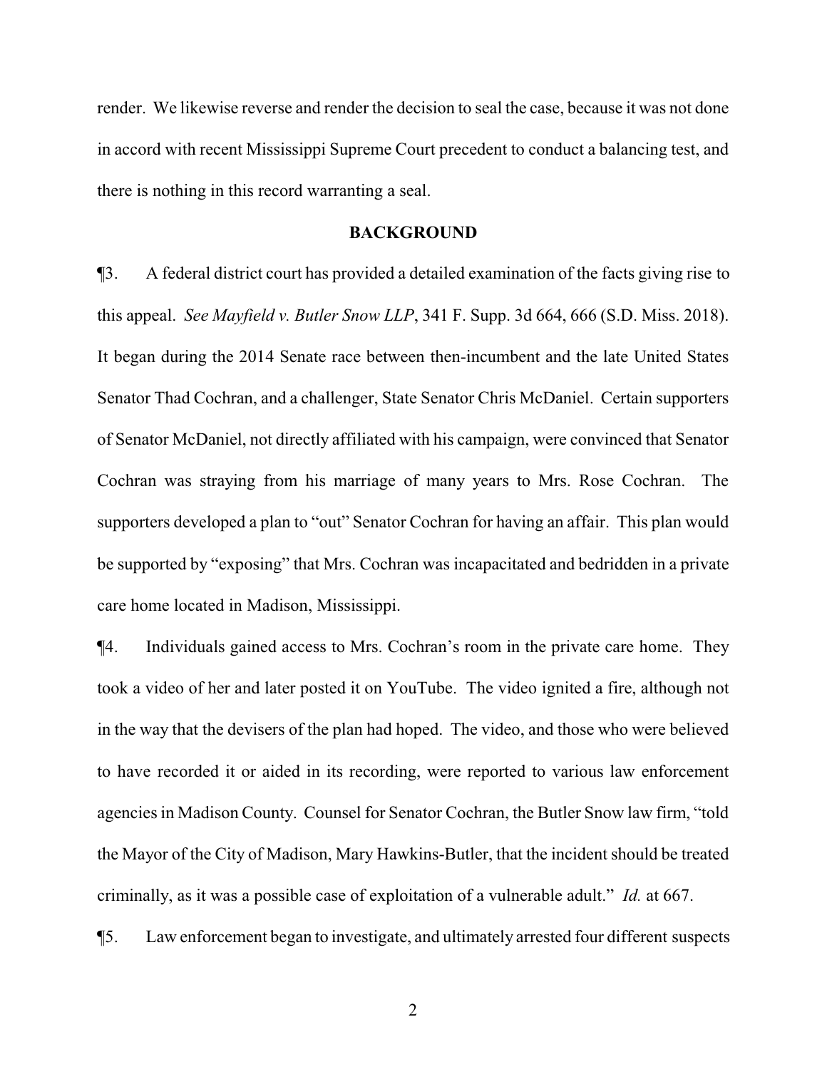render. We likewise reverse and render the decision to seal the case, because it was not done in accord with recent Mississippi Supreme Court precedent to conduct a balancing test, and there is nothing in this record warranting a seal.

## BACKGROUND

¶3. A federal district court has provided a detailed examination of the facts giving rise to this appeal. *See Mayfield v. Butler Snow LLP*, 341 F. Supp. 3d 664, 666 (S.D. Miss. 2018). It began during the 2014 Senate race between then-incumbent and the late United States Senator Thad Cochran, and a challenger, State Senator Chris McDaniel. Certain supporters of Senator McDaniel, not directly affiliated with his campaign, were convinced that Senator Cochran was straying from his marriage of many years to Mrs. Rose Cochran. The supporters developed a plan to "out" Senator Cochran for having an affair. This plan would be supported by "exposing" that Mrs. Cochran was incapacitated and bedridden in a private care home located in Madison, Mississippi.

¶4. Individuals gained access to Mrs. Cochran's room in the private care home. They took a video of her and later posted it on YouTube. The video ignited a fire, although not in the way that the devisers of the plan had hoped. The video, and those who were believed to have recorded it or aided in its recording, were reported to various law enforcement agencies in Madison County. Counsel for Senator Cochran, the Butler Snow law firm, "told the Mayor of the City of Madison, Mary Hawkins-Butler, that the incident should be treated criminally, as it was a possible case of exploitation of a vulnerable adult." *Id.* at 667.

¶5. Law enforcement began to investigate, and ultimately arrested four different suspects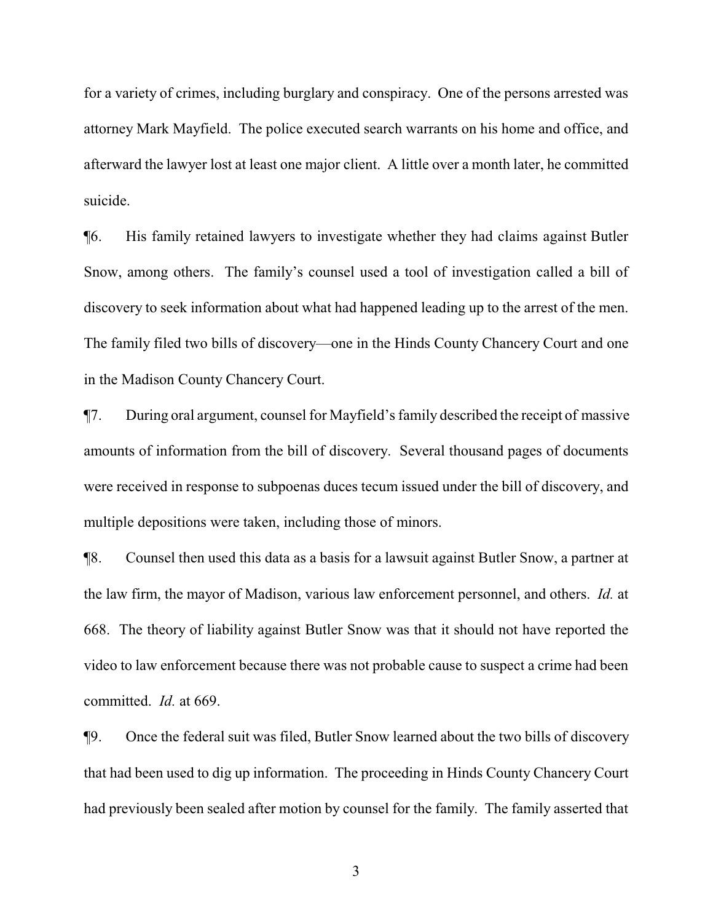for a variety of crimes, including burglary and conspiracy. One of the persons arrested was attorney Mark Mayfield. The police executed search warrants on his home and office, and afterward the lawyer lost at least one major client. A little over a month later, he committed suicide.

¶6. His family retained lawyers to investigate whether they had claims against Butler Snow, among others. The family's counsel used a tool of investigation called a bill of discovery to seek information about what had happened leading up to the arrest of the men. The family filed two bills of discovery—one in the Hinds County Chancery Court and one in the Madison County Chancery Court.

¶7. During oral argument, counsel for Mayfield's family described the receipt of massive amounts of information from the bill of discovery. Several thousand pages of documents were received in response to subpoenas duces tecum issued under the bill of discovery, and multiple depositions were taken, including those of minors.

¶8. Counsel then used this data as a basis for a lawsuit against Butler Snow, a partner at the law firm, the mayor of Madison, various law enforcement personnel, and others. *Id.* at 668. The theory of liability against Butler Snow was that it should not have reported the video to law enforcement because there was not probable cause to suspect a crime had been committed. *Id.* at 669.

¶9. Once the federal suit was filed, Butler Snow learned about the two bills of discovery that had been used to dig up information. The proceeding in Hinds County Chancery Court had previously been sealed after motion by counsel for the family. The family asserted that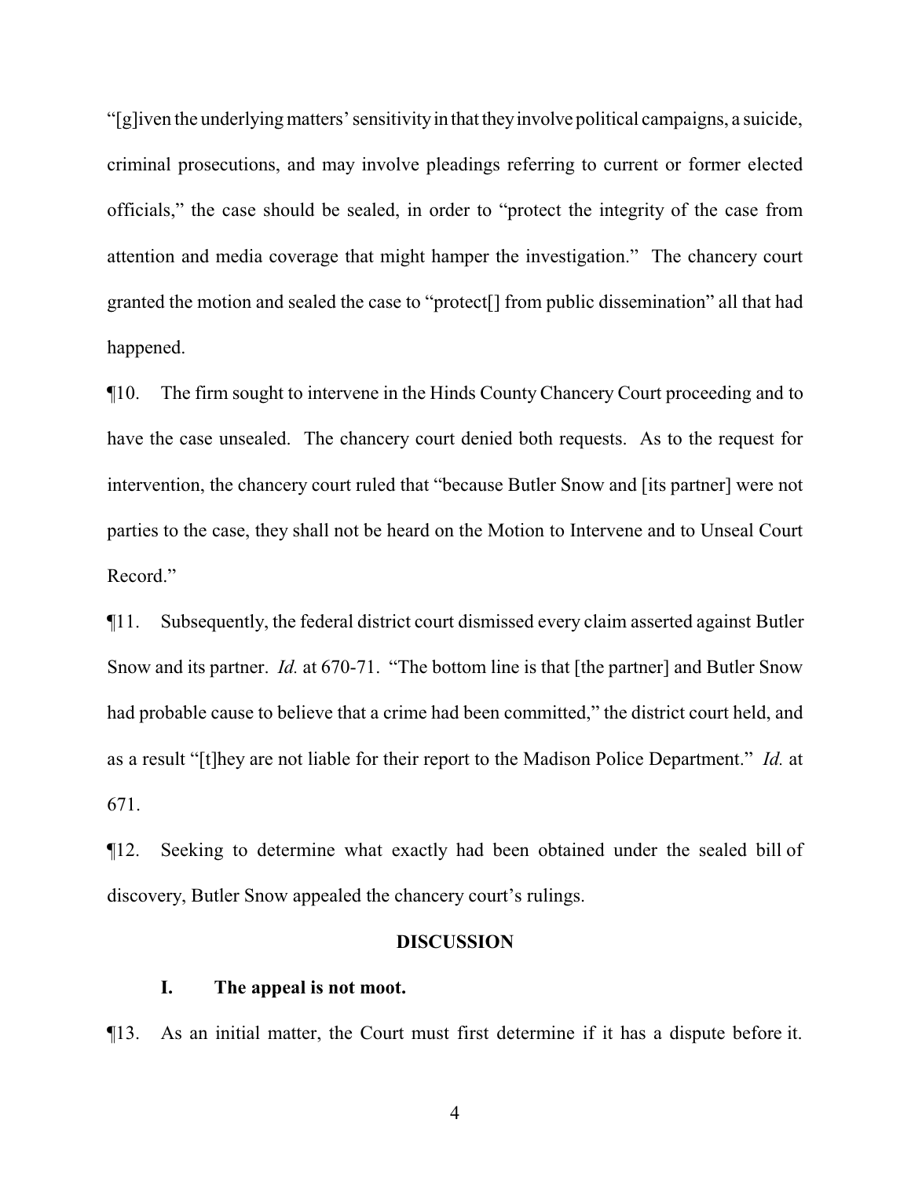"[g]iven the underlying matters' sensitivity in that they involve political campaigns, a suicide, criminal prosecutions, and may involve pleadings referring to current or former elected officials," the case should be sealed, in order to "protect the integrity of the case from attention and media coverage that might hamper the investigation." The chancery court granted the motion and sealed the case to "protect[] from public dissemination" all that had happened.

¶10. The firm sought to intervene in the Hinds County Chancery Court proceeding and to have the case unsealed. The chancery court denied both requests. As to the request for intervention, the chancery court ruled that "because Butler Snow and [its partner] were not parties to the case, they shall not be heard on the Motion to Intervene and to Unseal Court Record."

¶11. Subsequently, the federal district court dismissed every claim asserted against Butler Snow and its partner. *Id.* at 670-71. "The bottom line is that [the partner] and Butler Snow had probable cause to believe that a crime had been committed," the district court held, and as a result "[t]hey are not liable for their report to the Madison Police Department." *Id.* at 671.

¶12. Seeking to determine what exactly had been obtained under the sealed bill of discovery, Butler Snow appealed the chancery court's rulings.

## DISCUSSION

### I. The appeal is not moot.

¶13. As an initial matter, the Court must first determine if it has a dispute before it.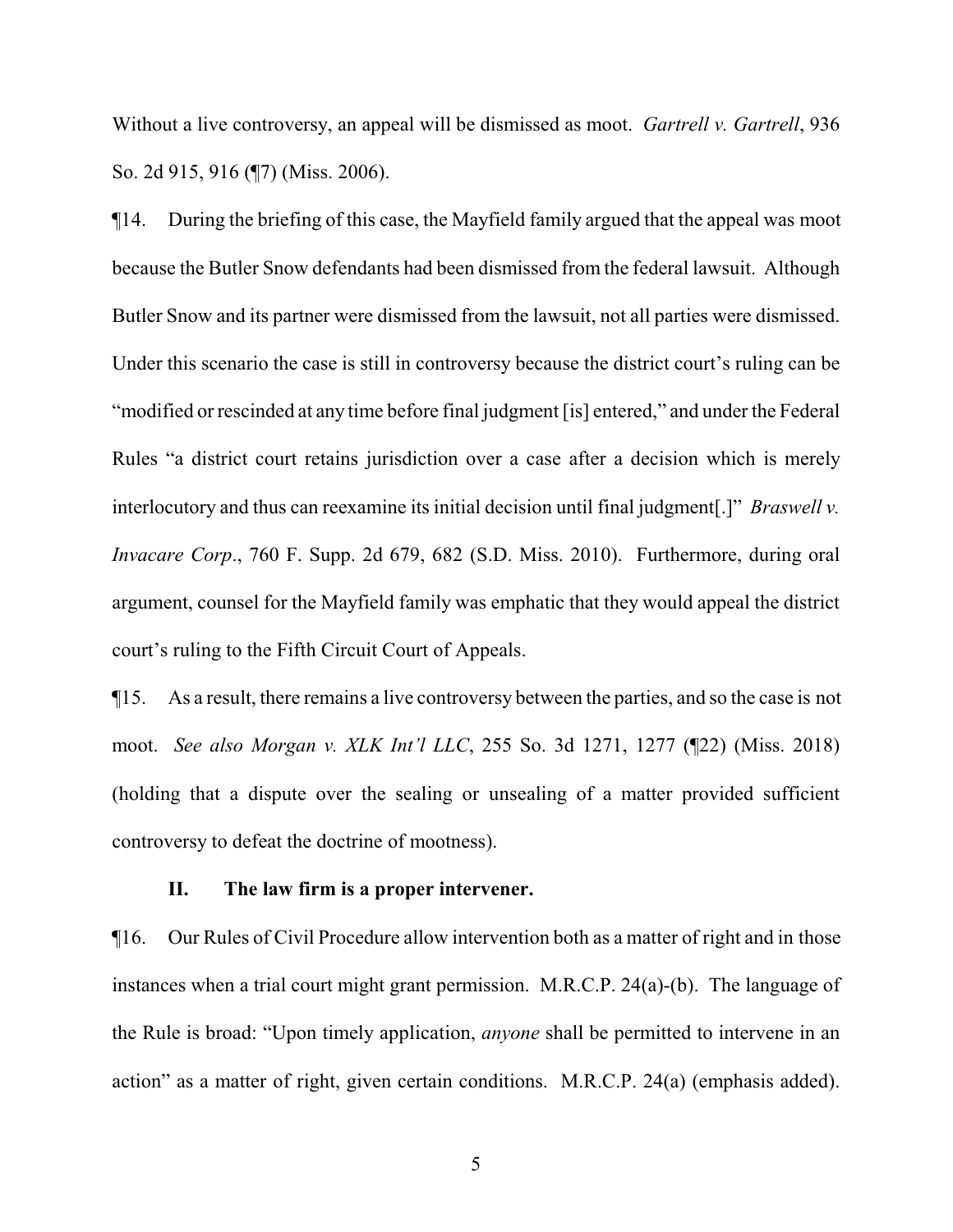Without a live controversy, an appeal will be dismissed as moot. *Gartrell v. Gartrell*, 936 So. 2d 915, 916 (¶7) (Miss. 2006).

¶14. During the briefing of this case, the Mayfield family argued that the appeal was moot because the Butler Snow defendants had been dismissed from the federal lawsuit. Although Butler Snow and its partner were dismissed from the lawsuit, not all parties were dismissed. Under this scenario the case is still in controversy because the district court's ruling can be "modified or rescinded at any time before final judgment [is] entered," and under the Federal Rules "a district court retains jurisdiction over a case after a decision which is merely interlocutory and thus can reexamine its initial decision until final judgment[.]" *Braswell v. Invacare Corp*., 760 F. Supp. 2d 679, 682 (S.D. Miss. 2010). Furthermore, during oral argument, counsel for the Mayfield family was emphatic that they would appeal the district court's ruling to the Fifth Circuit Court of Appeals.

¶15. As a result, there remains a live controversy between the parties, and so the case is not moot. *See also Morgan v. XLK Int'l LLC*, 255 So. 3d 1271, 1277 (¶22) (Miss. 2018) (holding that a dispute over the sealing or unsealing of a matter provided sufficient controversy to defeat the doctrine of mootness).

### II. The law firm is a proper intervener.

¶16. Our Rules of Civil Procedure allow intervention both as a matter of right and in those instances when a trial court might grant permission. M.R.C.P. 24(a)-(b). The language of the Rule is broad: "Upon timely application, *anyone* shall be permitted to intervene in an action" as a matter of right, given certain conditions. M.R.C.P. 24(a) (emphasis added).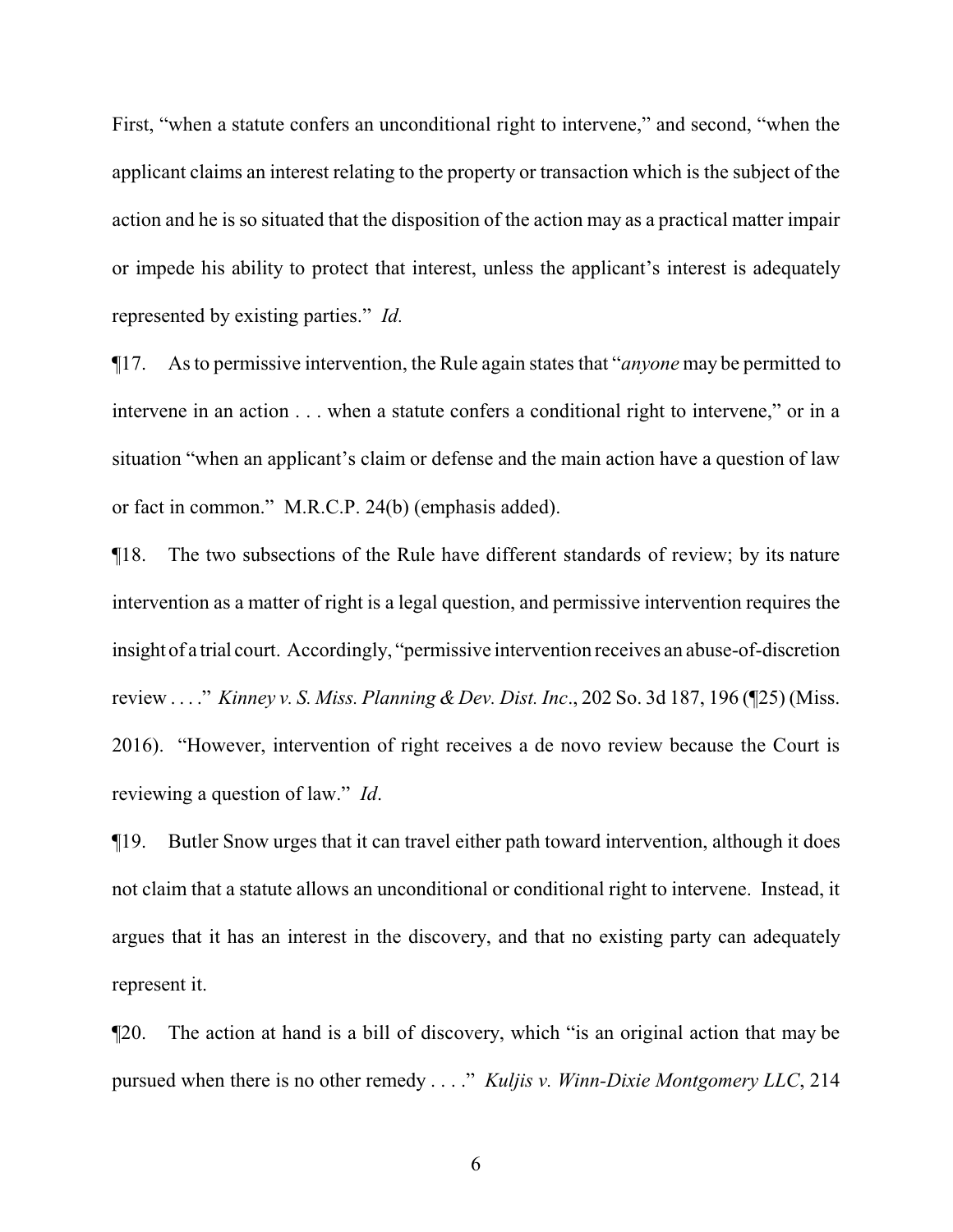First, "when a statute confers an unconditional right to intervene," and second, "when the applicant claims an interest relating to the property or transaction which is the subject of the action and he is so situated that the disposition of the action may as a practical matter impair or impede his ability to protect that interest, unless the applicant's interest is adequately represented by existing parties." *Id.*

¶17. As to permissive intervention, the Rule again states that "*anyone* may be permitted to intervene in an action . . . when a statute confers a conditional right to intervene," or in a situation "when an applicant's claim or defense and the main action have a question of law or fact in common." M.R.C.P. 24(b) (emphasis added).

¶18. The two subsections of the Rule have different standards of review; by its nature intervention as a matter of right is a legal question, and permissive intervention requires the insight of a trial court. Accordingly, "permissive intervention receives an abuse-of-discretion review . . . ." *Kinney v. S. Miss. Planning & Dev. Dist. Inc.*, 202 So. 3d 187, 196 (¶25) (Miss. 2016). "However, intervention of right receives a de novo review because the Court is reviewing a question of law." *Id*.

¶19. Butler Snow urges that it can travel either path toward intervention, although it does not claim that a statute allows an unconditional or conditional right to intervene. Instead, it argues that it has an interest in the discovery, and that no existing party can adequately represent it.

¶20. The action at hand is a bill of discovery, which "is an original action that may be pursued when there is no other remedy . . . ." *Kuljis v. Winn-Dixie Montgomery LLC*, 214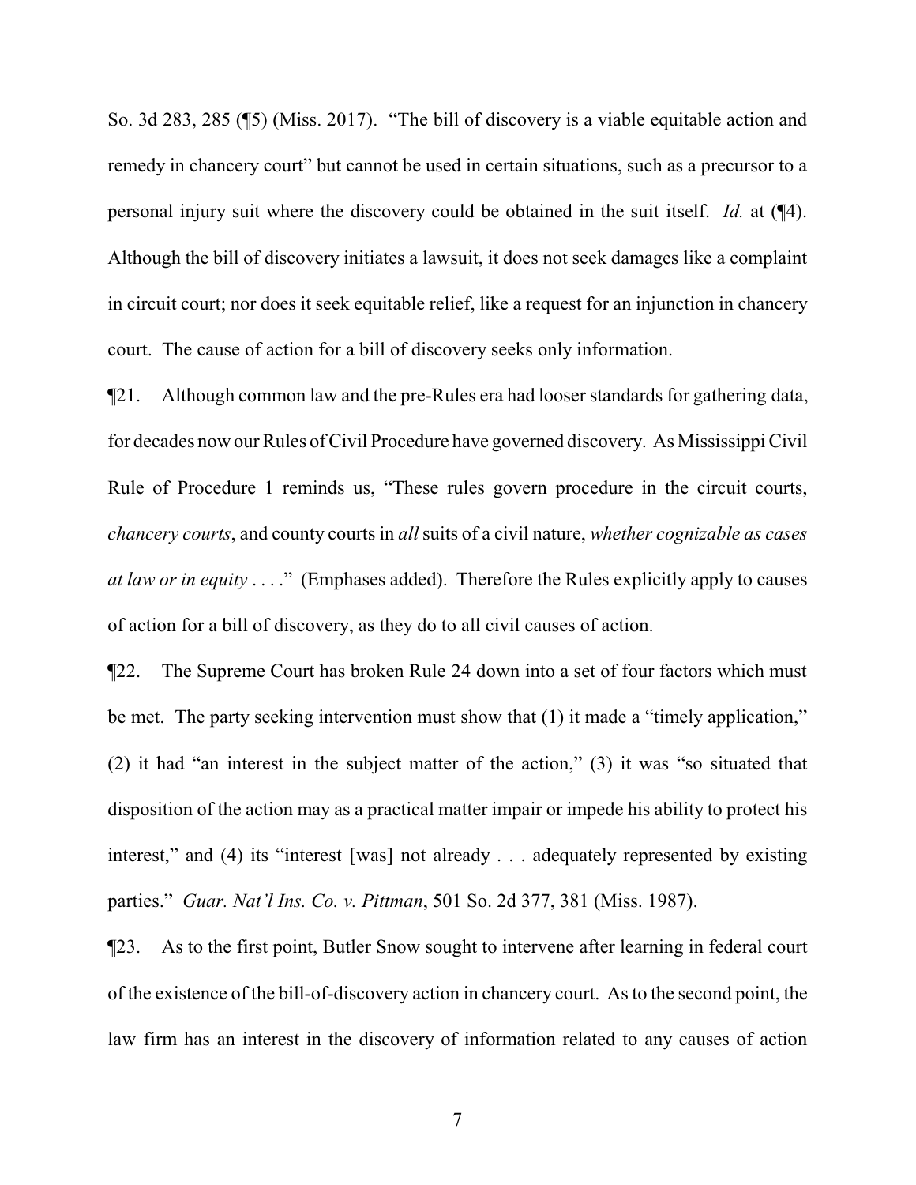So. 3d 283, 285 (¶5) (Miss. 2017). "The bill of discovery is a viable equitable action and remedy in chancery court" but cannot be used in certain situations, such as a precursor to a personal injury suit where the discovery could be obtained in the suit itself. *Id.* at (¶4). Although the bill of discovery initiates a lawsuit, it does not seek damages like a complaint in circuit court; nor does it seek equitable relief, like a request for an injunction in chancery court. The cause of action for a bill of discovery seeks only information.

¶21. Although common law and the pre-Rules era had looser standards for gathering data, for decades now our Rules of Civil Procedure have governed discovery. As Mississippi Civil Rule of Procedure 1 reminds us, "These rules govern procedure in the circuit courts, *chancery courts*, and county courts in *all* suits of a civil nature, *whether cognizable as cases at law or in equity* . . . ." (Emphases added). Therefore the Rules explicitly apply to causes of action for a bill of discovery, as they do to all civil causes of action.

¶22. The Supreme Court has broken Rule 24 down into a set of four factors which must be met. The party seeking intervention must show that (1) it made a "timely application," (2) it had "an interest in the subject matter of the action," (3) it was "so situated that disposition of the action may as a practical matter impair or impede his ability to protect his interest," and (4) its "interest [was] not already . . . adequately represented by existing parties." *Guar. Nat'l Ins. Co. v. Pittman*, 501 So. 2d 377, 381 (Miss. 1987).

¶23. As to the first point, Butler Snow sought to intervene after learning in federal court of the existence of the bill-of-discovery action in chancery court. As to the second point, the law firm has an interest in the discovery of information related to any causes of action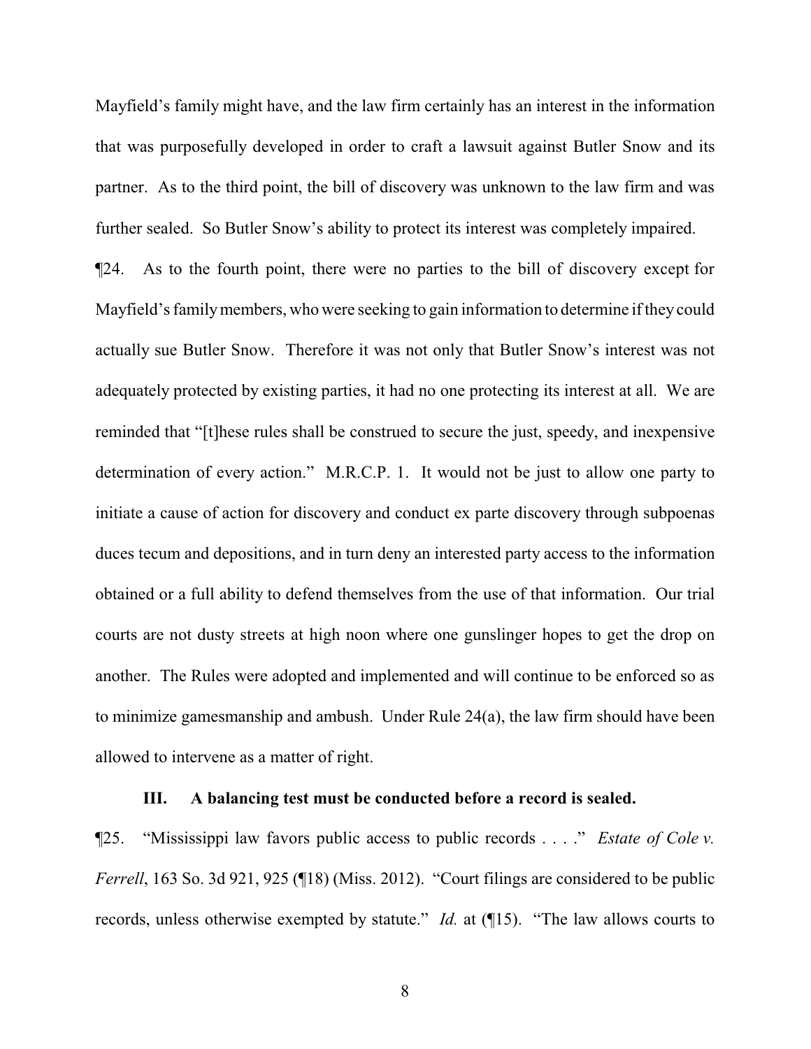Mayfield's family might have, and the law firm certainly has an interest in the information that was purposefully developed in order to craft a lawsuit against Butler Snow and its partner. As to the third point, the bill of discovery was unknown to the law firm and was further sealed. So Butler Snow's ability to protect its interest was completely impaired.

¶24. As to the fourth point, there were no parties to the bill of discovery except for Mayfield's family members, who were seeking to gain information to determine if they could actually sue Butler Snow. Therefore it was not only that Butler Snow's interest was not adequately protected by existing parties, it had no one protecting its interest at all. We are reminded that "[t]hese rules shall be construed to secure the just, speedy, and inexpensive determination of every action." M.R.C.P. 1. It would not be just to allow one party to initiate a cause of action for discovery and conduct ex parte discovery through subpoenas duces tecum and depositions, and in turn deny an interested party access to the information obtained or a full ability to defend themselves from the use of that information. Our trial courts are not dusty streets at high noon where one gunslinger hopes to get the drop on another. The Rules were adopted and implemented and will continue to be enforced so as to minimize gamesmanship and ambush. Under Rule 24(a), the law firm should have been allowed to intervene as a matter of right.

**III. A balancing test must be conducted before a record is sealed.**

¶25. "Mississippi law favors public access to public records . . . ." *Estate of Cole v. Ferrell*, 163 So. 3d 921, 925 (¶18) (Miss. 2012). "Court filings are considered to be public records, unless otherwise exempted by statute." *Id.* at (¶15). "The law allows courts to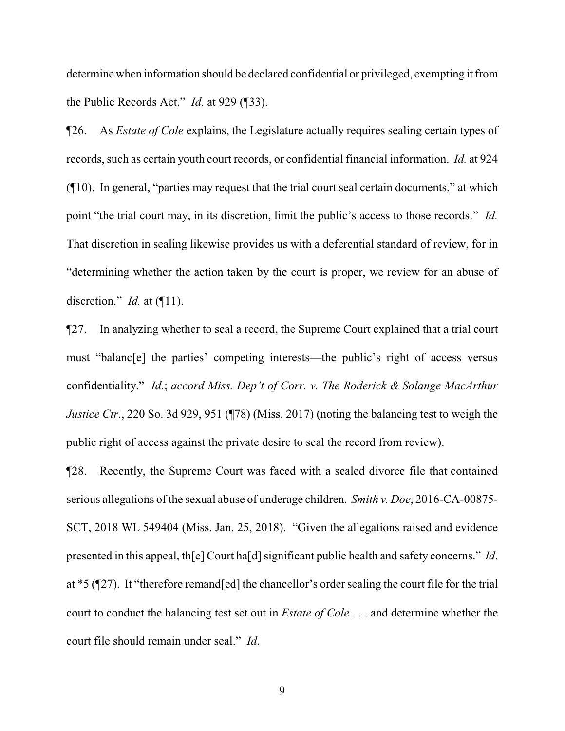determine when information should be declared confidential or privileged, exempting it from the Public Records Act." *Id.* at 929 (¶33).

¶26. As *Estate of Cole* explains, the Legislature actually requires sealing certain types of records, such as certain youth court records, or confidential financial information. *Id.* at 924 (¶10). In general, "parties may request that the trial court seal certain documents," at which point "the trial court may, in its discretion, limit the public's access to those records." *Id.* That discretion in sealing likewise provides us with a deferential standard of review, for in "determining whether the action taken by the court is proper, we review for an abuse of discretion." *Id.* at (¶11).

¶27. In analyzing whether to seal a record, the Supreme Court explained that a trial court must "balanc[e] the parties' competing interests—the public's right of access versus confidentiality." *Id.*; *accord Miss. Dep't of Corr. v. The Roderick & Solange MacArthur Justice Ctr.*, 220 So. 3d 929, 951 (¶78) (Miss. 2017) (noting the balancing test to weigh the public right of access against the private desire to seal the record from review).

¶28. Recently, the Supreme Court was faced with a sealed divorce file that contained serious allegations of the sexual abuse of underage children. *Smith v. Doe*, 2016-CA-00875-SCT, 2018 WL 549404 (Miss. Jan. 25, 2018). "Given the allegations raised and evidence presented in this appeal, th[e] Court ha[d] significant public health and safety concerns." *Id*. at *5 (¶27). It "therefore remand[ed] the chancellor's order sealing the court file for the trial court to conduct the balancing test set out in *Estate of Cole* . . . and determine whether the court file should remain under seal." *Id*.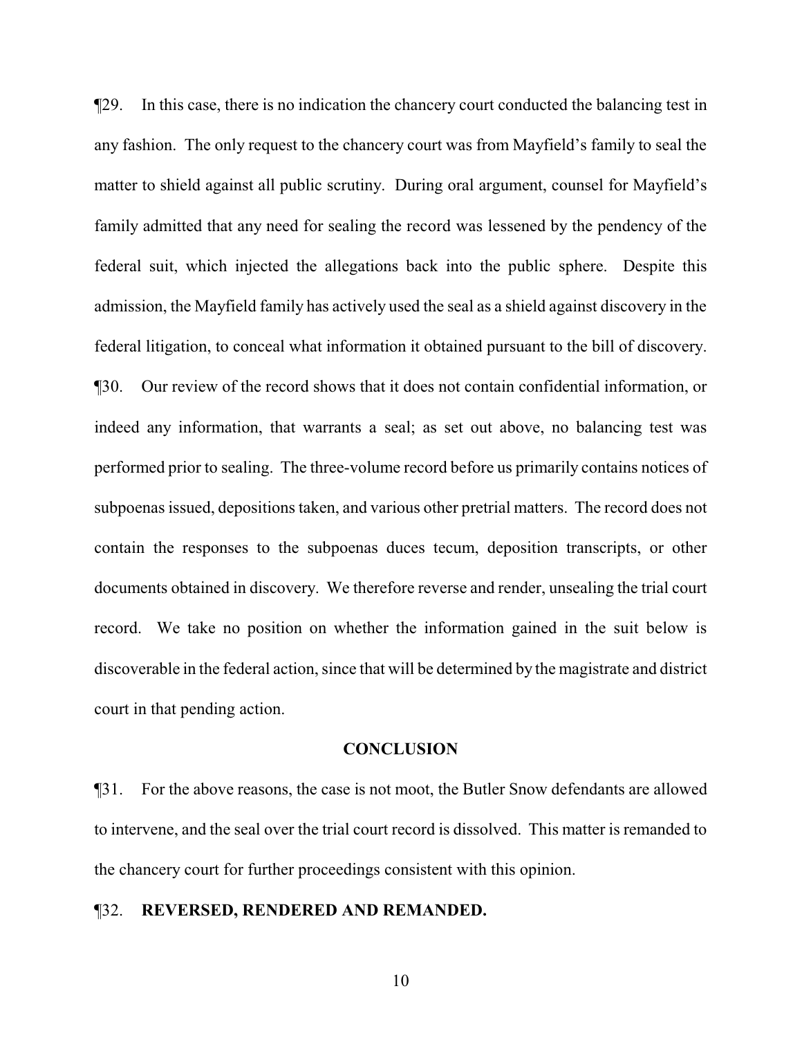¶29. In this case, there is no indication the chancery court conducted the balancing test in any fashion. The only request to the chancery court was from Mayfield's family to seal the matter to shield against all public scrutiny. During oral argument, counsel for Mayfield's family admitted that any need for sealing the record was lessened by the pendency of the federal suit, which injected the allegations back into the public sphere. Despite this admission, the Mayfield family has actively used the seal as a shield against discovery in the federal litigation, to conceal what information it obtained pursuant to the bill of discovery.

¶30. Our review of the record shows that it does not contain confidential information, or indeed any information, that warrants a seal; as set out above, no balancing test was performed prior to sealing. The three-volume record before us primarily contains notices of subpoenas issued, depositions taken, and various other pretrial matters. The record does not contain the responses to the subpoenas duces tecum, deposition transcripts, or other documents obtained in discovery. We therefore reverse and render, unsealing the trial court record. We take no position on whether the information gained in the suit below is discoverable in the federal action, since that will be determined by the magistrate and district court in that pending action.

## CONCLUSION

¶31. For the above reasons, the case is not moot, the Butler Snow defendants are allowed to intervene, and the seal over the trial court record is dissolved. This matter is remanded to the chancery court for further proceedings consistent with this opinion.

¶32. **REVERSED, RENDERED AND REMANDED.**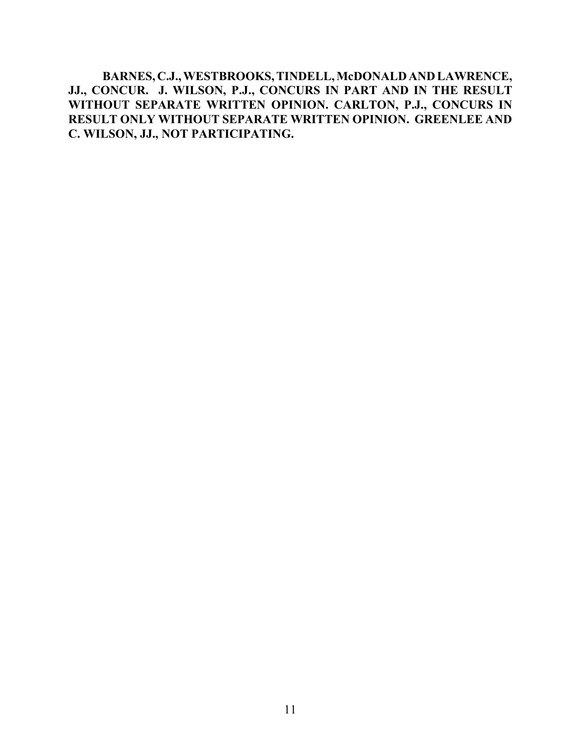**BARNES, C.J., WESTBROOKS, TINDELL, McDONALD AND LAWRENCE, JJ., CONCUR. J. WILSON, P.J., CONCURS IN PART AND IN THE RESULT WITHOUT SEPARATE WRITTEN OPINION. CARLTON, P.J., CONCURS IN RESULT ONLY WITHOUT SEPARATE WRITTEN OPINION. GREENLEE AND C. WILSON, JJ., NOT PARTICIPATING.**